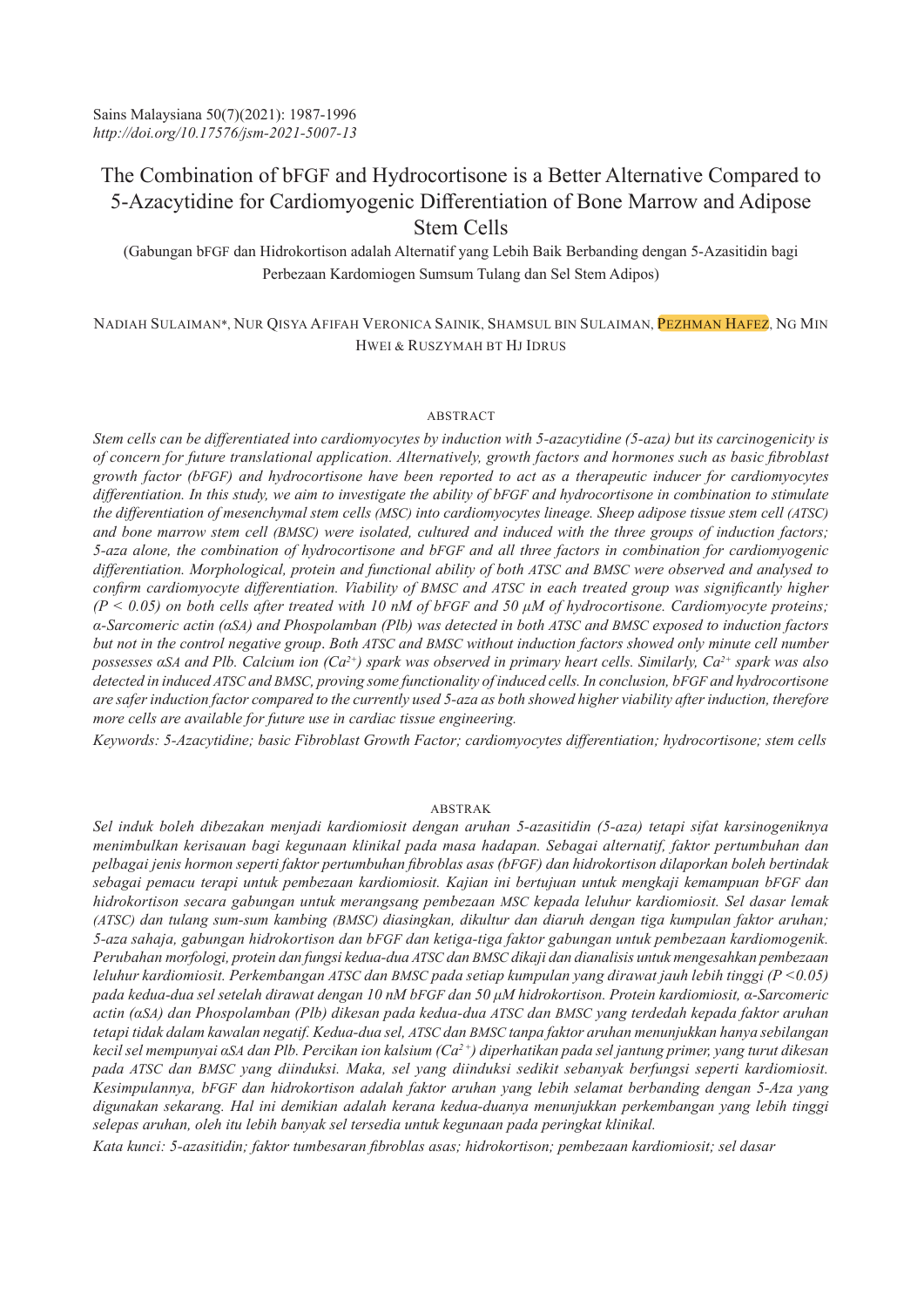Sains Malaysiana 50(7)(2021): 1987-1996
*http://doi.org/10.17576/jsm-2021-5007-13*

# The Combination of bFGF and Hydrocortisone is a Better Alternative Compared to 5-Azacytidine for Cardiomyogenic Differentiation of Bone Marrow and Adipose Stem Cells

(Gabungan bFGF dan Hidrokortison adalah Alternatif yang Lebih Baik Berbanding dengan 5-Azasitidin bagi Perbezaan Kardomiogen Sumsum Tulang dan Sel Stem Adipos)

Nadiah Sulaiman*, Nur Qisya Afifah Veronica Sainik, Shamsul bin Sulaiman, Pezhman Hafez, Ng Min Hwei & Ruszymah bt Hj Idrus

## ABSTRACT

*Stem cells can be differentiated into cardiomyocytes by induction with 5-azacytidine (5-aza) but its carcinogenicity is of concern for future translational application. Alternatively, growth factors and hormones such as basic fibroblast growth factor (bFGF) and hydrocortisone have been reported to act as a therapeutic inducer for cardiomyocytes differentiation. In this study, we aim to investigate the ability of bFGF and hydrocortisone in combination to stimulate the differentiation of mesenchymal stem cells (MSC) into cardiomyocytes lineage. Sheep adipose tissue stem cell (ATSC) and bone marrow stem cell (BMSC) were isolated, cultured and induced with the three groups of induction factors; 5-aza alone, the combination of hydrocortisone and bFGF and all three factors in combination for cardiomyogenic differentiation. Morphological, protein and functional ability of both ATSC and BMSC were observed and analysed to confirm cardiomyocyte differentiation. Viability of BMSC and ATSC in each treated group was significantly higher ($P < 0.05$) on both cells after treated with 10 nM of bFGF and 50 µM of hydrocortisone. Cardiomyocyte proteins; α-Sarcomeric actin (αSA) and Phospolamban (Plb) was detected in both ATSC and BMSC exposed to induction factors but not in the control negative group. Both ATSC and BMSC without induction factors showed only minute cell number possesses αSA and Plb. Calcium ion ($Ca^{2+}$) spark was observed in primary heart cells. Similarly, $Ca^{2+}$ spark was also detected in induced ATSC and BMSC, proving some functionality of induced cells. In conclusion, bFGF and hydrocortisone are safer induction factor compared to the currently used 5-aza as both showed higher viability after induction, therefore more cells are available for future use in cardiac tissue engineering.*

*Keywords: 5-Azacytidine; basic Fibroblast Growth Factor; cardiomyocytes differentiation; hydrocortisone; stem cells*

## ABSTRAK

*Sel induk boleh dibezakan menjadi kardiomiosit dengan aruhan 5-azasitidin (5-aza) tetapi sifat karsinogeniknya menimbulkan kerisauan bagi kegunaan klinikal pada masa hadapan. Sebagai alternatif, faktor pertumbuhan dan pelbagai jenis hormon seperti faktor pertumbuhan fibroblas asas (bFGF) dan hidrokortison dilaporkan boleh bertindak sebagai pemacu terapi untuk pembezaan kardiomiosit. Kajian ini bertujuan untuk mengkaji kemampuan bFGF dan hidrokortison secara gabungan untuk merangsang pembezaan MSC kepada leluhur kardiomiosit. Sel dasar lemak (ATSC) dan tulang sum-sum kambing (BMSC) diasingkan, dikultur dan diaruh dengan tiga kumpulan faktor aruhan; 5-aza sahaja, gabungan hidrokortison dan bFGF dan ketiga-tiga faktor gabungan untuk pembezaan kardiomogenik. Perubahan morfologi, protein dan fungsi kedua-dua ATSC dan BMSC dikaji dan dianalisis untuk mengesahkan pembezaan leluhur kardiomiosit. Perkembangan ATSC dan BMSC pada setiap kumpulan yang dirawat jauh lebih tinggi ($P<0.05$) pada kedua-dua sel setelah dirawat dengan 10 nM bFGF dan 50 µM hidrokortison. Protein kardiomiosit, α-Sarcomeric actin (αSA) dan Phospolamban (Plb) dikesan pada kedua-dua ATSC dan BMSC yang terdedah kepada faktor aruhan tetapi tidak dalam kawalan negatif. Kedua-dua sel, ATSC dan BMSC tanpa faktor aruhan menunjukkan hanya sebilangan kecil sel mempunyai αSA dan Plb. Percikan ion kalsium ($Ca^{2+}$) diperhatikan pada sel jantung primer, yang turut dikesan pada ATSC dan BMSC yang diinduksi. Maka, sel yang diinduksi sedikit sebanyak berfungsi seperti kardiomiosit. Kesimpulannya, bFGF dan hidrokortison adalah faktor aruhan yang lebih selamat berbanding dengan 5-Aza yang digunakan sekarang. Hal ini demikian adalah kerana kedua-duanya menunjukkan perkembangan yang lebih tinggi selepas aruhan, oleh itu lebih banyak sel tersedia untuk kegunaan pada peringkat klinikal.*

*Kata kunci: 5-azasitidin; faktor tumbesaran fibroblas asas; hidrokortison; pembezaan kardiomiosit; sel dasar*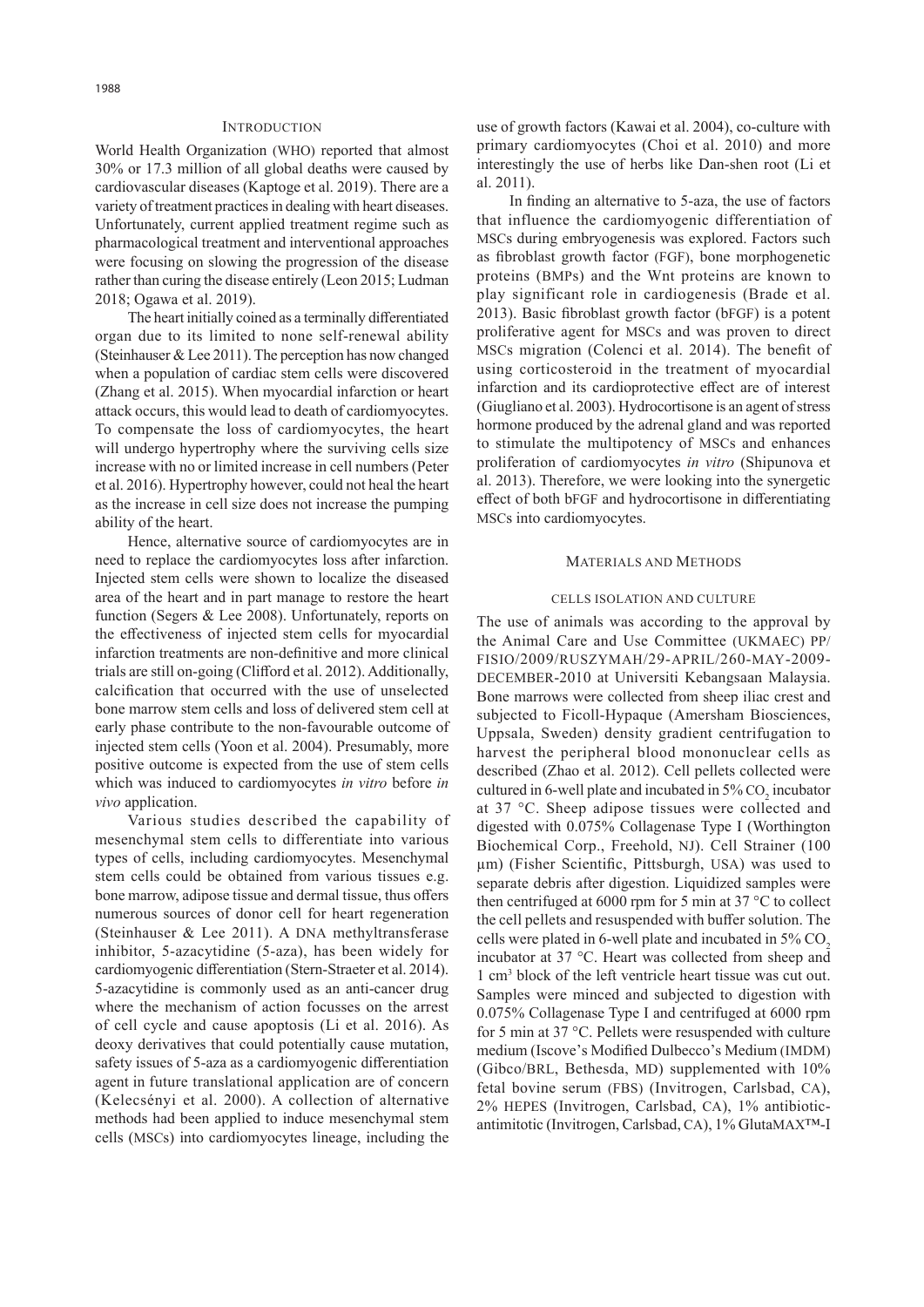## Introduction

World Health Organization (WHO) reported that almost 30% or 17.3 million of all global deaths were caused by cardiovascular diseases (Kaptoge et al. 2019). There are a variety of treatment practices in dealing with heart diseases. Unfortunately, current applied treatment regime such as pharmacological treatment and interventional approaches were focusing on slowing the progression of the disease rather than curing the disease entirely (Leon 2015; Ludman 2018; Ogawa et al. 2019).

The heart initially coined as a terminally differentiated organ due to its limited to none self-renewal ability (Steinhauser & Lee 2011). The perception has now changed when a population of cardiac stem cells were discovered (Zhang et al. 2015). When myocardial infarction or heart attack occurs, this would lead to death of cardiomyocytes. To compensate the loss of cardiomyocytes, the heart will undergo hypertrophy where the surviving cells size increase with no or limited increase in cell numbers (Peter et al. 2016). Hypertrophy however, could not heal the heart as the increase in cell size does not increase the pumping ability of the heart.

Hence, alternative source of cardiomyocytes are in need to replace the cardiomyocytes loss after infarction. Injected stem cells were shown to localize the diseased area of the heart and in part manage to restore the heart function (Segers & Lee 2008). Unfortunately, reports on the effectiveness of injected stem cells for myocardial infarction treatments are non-definitive and more clinical trials are still on-going (Clifford et al. 2012). Additionally, calcification that occurred with the use of unselected bone marrow stem cells and loss of delivered stem cell at early phase contribute to the non-favourable outcome of injected stem cells (Yoon et al. 2004). Presumably, more positive outcome is expected from the use of stem cells which was induced to cardiomyocytes *in vitro* before *in vivo* application.

Various studies described the capability of mesenchymal stem cells to differentiate into various types of cells, including cardiomyocytes. Mesenchymal stem cells could be obtained from various tissues e.g. bone marrow, adipose tissue and dermal tissue, thus offers numerous sources of donor cell for heart regeneration (Steinhauser & Lee 2011). A DNA methyltransferase inhibitor, 5-azacytidine (5-aza), has been widely for cardiomyogenic differentiation (Stern-Straeter et al. 2014). 5-azacytidine is commonly used as an anti-cancer drug where the mechanism of action focusses on the arrest of cell cycle and cause apoptosis (Li et al. 2016). As deoxy derivatives that could potentially cause mutation, safety issues of 5-aza as a cardiomyogenic differentiation agent in future translational application are of concern (Kelecsényi et al. 2000). A collection of alternative methods had been applied to induce mesenchymal stem cells (MSCs) into cardiomyocytes lineage, including the use of growth factors (Kawai et al. 2004), co-culture with primary cardiomyocytes (Choi et al. 2010) and more interestingly the use of herbs like Dan-shen root (Li et al. 2011).

In finding an alternative to 5-aza, the use of factors that influence the cardiomyogenic differentiation of MSCs during embryogenesis was explored. Factors such as fibroblast growth factor (FGF), bone morphogenetic proteins (BMPs) and the Wnt proteins are known to play significant role in cardiogenesis (Brade et al. 2013). Basic fibroblast growth factor (bFGF) is a potent proliferative agent for MSCs and was proven to direct MSCs migration (Colenci et al. 2014). The benefit of using corticosteroid in the treatment of myocardial infarction and its cardioprotective effect are of interest (Giugliano et al. 2003). Hydrocortisone is an agent of stress hormone produced by the adrenal gland and was reported to stimulate the multipotency of MSCs and enhances proliferation of cardiomyocytes *in vitro* (Shipunova et al. 2013). Therefore, we were looking into the synergetic effect of both bFGF and hydrocortisone in differentiating MSCs into cardiomyocytes.

## Materials and Methods

### Cells Isolation and Culture

The use of animals was according to the approval by the Animal Care and Use Committee (UKMAEC) PP/FISIO/2009/RUSZYMAH/29-APRIL/260-MAY-2009-DECEMBER-2010 at Universiti Kebangsaan Malaysia. Bone marrows were collected from sheep iliac crest and subjected to Ficoll-Hypaque (Amersham Biosciences, Uppsala, Sweden) density gradient centrifugation to harvest the peripheral blood mononuclear cells as described (Zhao et al. 2012). Cell pellets collected were cultured in 6-well plate and incubated in 5% $CO_2$ incubator at 37 °C. Sheep adipose tissues were collected and digested with 0.075% Collagenase Type I (Worthington Biochemical Corp., Freehold, NJ). Cell Strainer (100 μm) (Fisher Scientific, Pittsburgh, USA) was used to separate debris after digestion. Liquidized samples were then centrifuged at 6000 rpm for 5 min at 37 °C to collect the cell pellets and resuspended with buffer solution. The cells were plated in 6-well plate and incubated in 5% $CO_2$ incubator at 37 °C. Heart was collected from sheep and 1 $cm^3$ block of the left ventricle heart tissue was cut out. Samples were minced and subjected to digestion with 0.075% Collagenase Type I and centrifuged at 6000 rpm for 5 min at 37 °C. Pellets were resuspended with culture medium (Iscove's Modified Dulbecco's Medium (IMDM) (Gibco/BRL, Bethesda, MD) supplemented with 10% fetal bovine serum (FBS) (Invitrogen, Carlsbad, CA), 2% HEPES (Invitrogen, Carlsbad, CA), 1% antibiotic-antimitotic (Invitrogen, Carlsbad, CA), 1% GlutaMAX™-I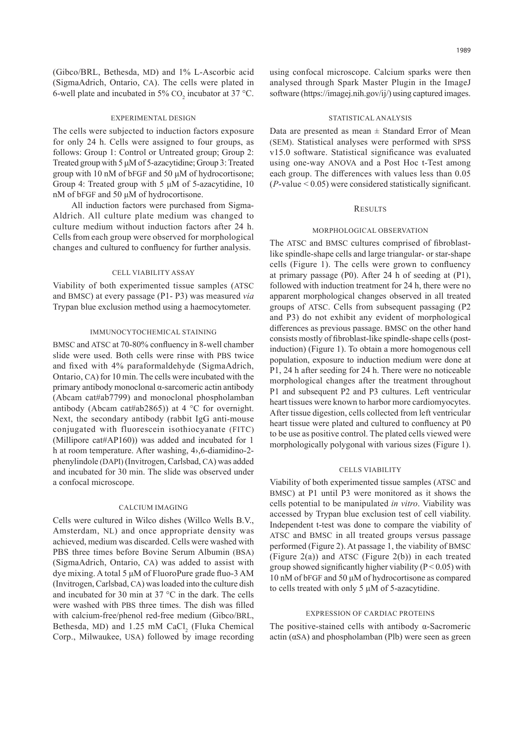(Gibco/BRL, Bethesda, MD) and 1% L-Ascorbic acid (SigmaAdrich, Ontario, CA). The cells were plated in 6-well plate and incubated in 5% $CO_2$ incubator at 37 °C.

### EXPERIMENTAL DESIGN

The cells were subjected to induction factors exposure for only 24 h. Cells were assigned to four groups, as follows: Group 1: Control or Untreated group; Group 2: Treated group with 5 μM of 5-azacytidine; Group 3: Treated group with 10 nM of bFGF and 50 μM of hydrocortisone; Group 4: Treated group with 5 μM of 5-azacytidine, 10 nM of bFGF and 50 μM of hydrocortisone.

All induction factors were purchased from Sigma-Aldrich. All culture plate medium was changed to culture medium without induction factors after 24 h. Cells from each group were observed for morphological changes and cultured to confluency for further analysis.

### CELL VIABILITY ASSAY

Viability of both experimented tissue samples (ATSC and BMSC) at every passage (P1- P3) was measured *via* Trypan blue exclusion method using a haemocytometer.

### IMMUNOCYTOCHEMICAL STAINING

BMSC and ATSC at 70-80% confluency in 8-well chamber slide were used. Both cells were rinse with PBS twice and fixed with 4% paraformaldehyde (SigmaAdrich, Ontario, CA) for 10 min. The cells were incubated with the primary antibody monoclonal α-sarcomeric actin antibody (Abcam cat#ab7799) and monoclonal phospholamban antibody (Abcam cat#ab2865)) at 4 °C for overnight. Next, the secondary antibody (rabbit IgG anti-mouse conjugated with fluorescein isothiocyanate (FITC) (Millipore cat#AP160)) was added and incubated for 1 h at room temperature. After washing, 4›,6-diamidino-2-phenylindole (DAPI) (Invitrogen, Carlsbad, CA) was added and incubated for 30 min. The slide was observed under a confocal microscope.

### CALCIUM IMAGING

Cells were cultured in Wilco dishes (Willco Wells B.V., Amsterdam, NL) and once appropriate density was achieved, medium was discarded. Cells were washed with PBS three times before Bovine Serum Albumin (BSA) (SigmaAdrich, Ontario, CA) was added to assist with dye mixing. A total 5 μM of FluoroPure grade fluo-3 AM (Invitrogen, Carlsbad, CA) was loaded into the culture dish and incubated for 30 min at 37 °C in the dark. The cells were washed with PBS three times. The dish was filled with calcium-free/phenol red-free medium (Gibco/BRL, Bethesda, MD) and 1.25 mM $CaCl_2$ (Fluka Chemical Corp., Milwaukee, USA) followed by image recording using confocal microscope. Calcium sparks were then analysed through Spark Master Plugin in the ImageJ software (https://imagej.nih.gov/ij/) using captured images.

### STATISTICAL ANALYSIS

Data are presented as mean ± Standard Error of Mean (SEM). Statistical analyses were performed with SPSS v15.0 software. Statistical significance was evaluated using one-way ANOVA and a Post Hoc t-Test among each group. The differences with values less than 0.05 ($P$-value < 0.05) were considered statistically significant.

## RESULTS

### MORPHOLOGICAL OBSERVATION

The ATSC and BMSC cultures comprised of fibroblast-like spindle-shape cells and large triangular- or star-shape cells (Figure 1). The cells were grown to confluency at primary passage (P0). After 24 h of seeding at (P1), followed with induction treatment for 24 h, there were no apparent morphological changes observed in all treated groups of ATSC. Cells from subsequent passaging (P2 and P3) do not exhibit any evident of morphological differences as previous passage. BMSC on the other hand consists mostly of fibroblast-like spindle-shape cells (post-induction) (Figure 1). To obtain a more homogenous cell population, exposure to induction medium were done at P1, 24 h after seeding for 24 h. There were no noticeable morphological changes after the treatment throughout P1 and subsequent P2 and P3 cultures. Left ventricular heart tissues were known to harbor more cardiomyocytes. After tissue digestion, cells collected from left ventricular heart tissue were plated and cultured to confluency at P0 to be use as positive control. The plated cells viewed were morphologically polygonal with various sizes (Figure 1).

### CELLS VIABILITY

Viability of both experimented tissue samples (ATSC and BMSC) at P1 until P3 were monitored as it shows the cells potential to be manipulated *in vitro*. Viability was accessed by Trypan blue exclusion test of cell viability. Independent t-test was done to compare the viability of ATSC and BMSC in all treated groups versus passage performed (Figure 2). At passage 1, the viability of BMSC (Figure 2(a)) and ATSC (Figure 2(b)) in each treated group showed significantly higher viability ($P < 0.05$) with 10 nM of bFGF and 50 μM of hydrocortisone as compared to cells treated with only 5 μM of 5-azacytidine.

### EXPRESSION OF CARDIAC PROTEINS

The positive-stained cells with antibody α-Sacromeric actin (αSA) and phospholamban (Plb) were seen as green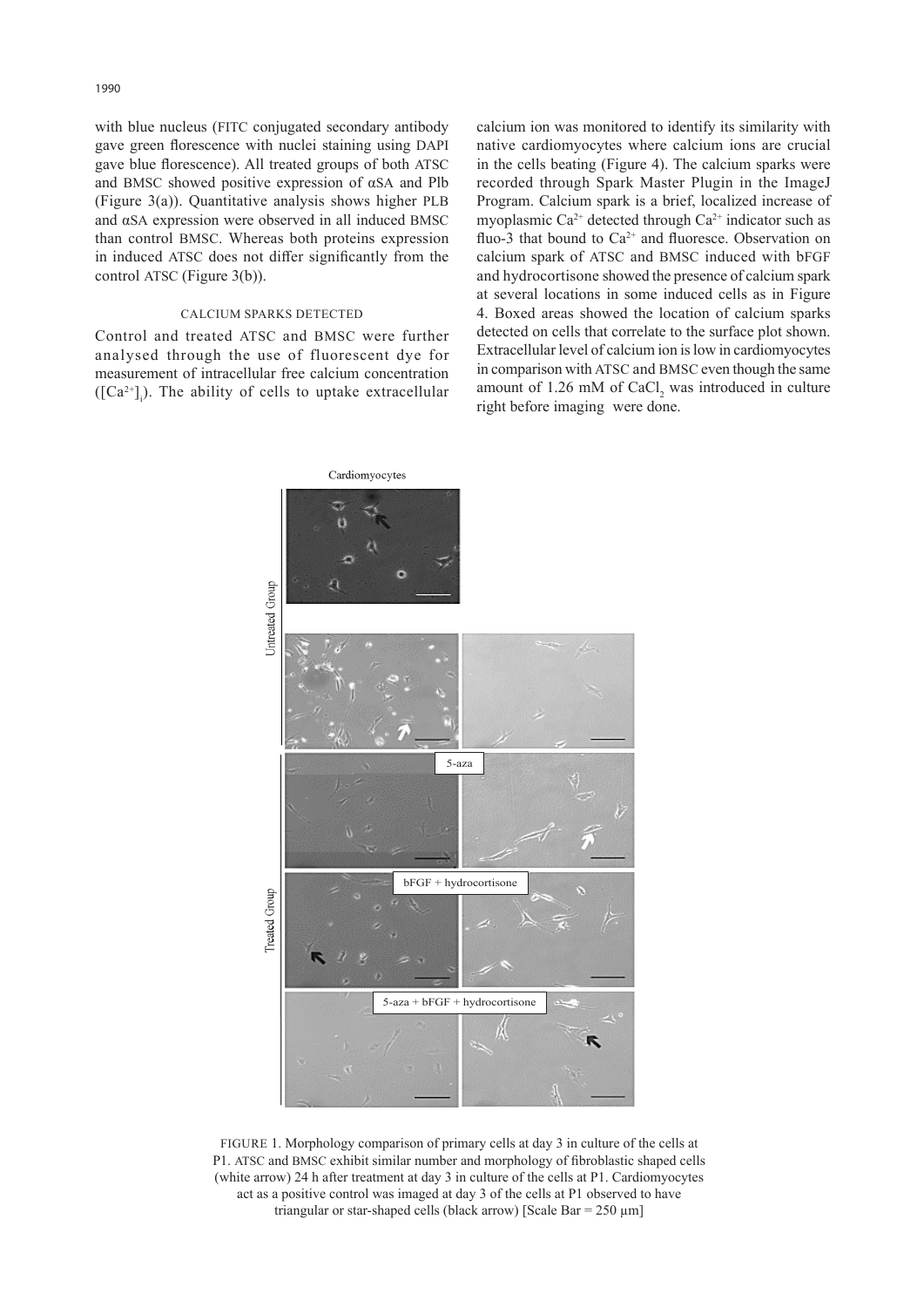with blue nucleus (FITC conjugated secondary antibody gave green florescence with nuclei staining using DAPI gave blue florescence). All treated groups of both ATSC and BMSC showed positive expression of αSA and Plb (Figure 3(a)). Quantitative analysis shows higher PLB and αSA expression were observed in all induced BMSC than control BMSC. Whereas both proteins expression in induced ATSC does not differ significantly from the control ATSC (Figure 3(b)).

### CALCIUM SPARKS DETECTED

Control and treated ATSC and BMSC were further analysed through the use of fluorescent dye for measurement of intracellular free calcium concentration ($[Ca^{2+}]_i$). The ability of cells to uptake extracellular calcium ion was monitored to identify its similarity with native cardiomyocytes where calcium ions are crucial in the cells beating (Figure 4). The calcium sparks were recorded through Spark Master Plugin in the ImageJ Program. Calcium spark is a brief, localized increase of myoplasmic $Ca^{2+}$ detected through $Ca^{2+}$ indicator such as fluo-3 that bound to $Ca^{2+}$ and fluoresce. Observation on calcium spark of ATSC and BMSC induced with bFGF and hydrocortisone showed the presence of calcium spark at several locations in some induced cells as in Figure 4. Boxed areas showed the location of calcium sparks detected on cells that correlate to the surface plot shown. Extracellular level of calcium ion is low in cardiomyocytes in comparison with ATSC and BMSC even though the same amount of 1.26 mM of $CaCl_2$ was introduced in culture right before imaging were done.

FIGURE 1. Morphology comparison of primary cells at day 3 in culture of the cells at P1. ATSC and BMSC exhibit similar number and morphology of fibroblastic shaped cells (white arrow) 24 h after treatment at day 3 in culture of the cells at P1. Cardiomyocytes act as a positive control was imaged at day 3 of the cells at P1 observed to have triangular or star-shaped cells (black arrow) [Scale Bar = 250 μm]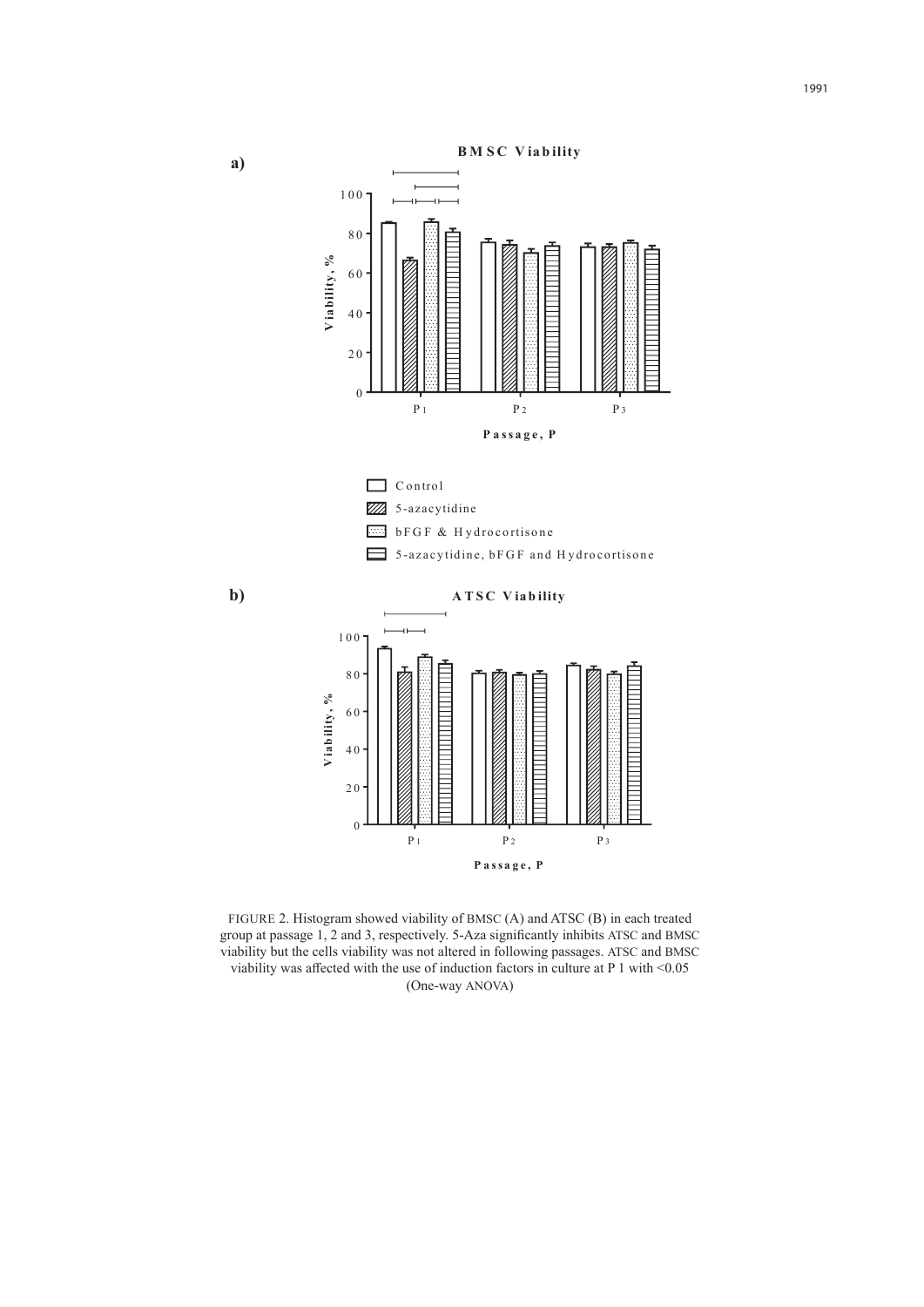FIGURE 2. Histogram showed viability of BMSC (A) and ATSC (B) in each treated group at passage 1, 2 and 3, respectively. 5-Aza significantly inhibits ATSC and BMSC viability but the cells viability was not altered in following passages. ATSC and BMSC viability was affected with the use of induction factors in culture at P 1 with <0.05 (One-way ANOVA)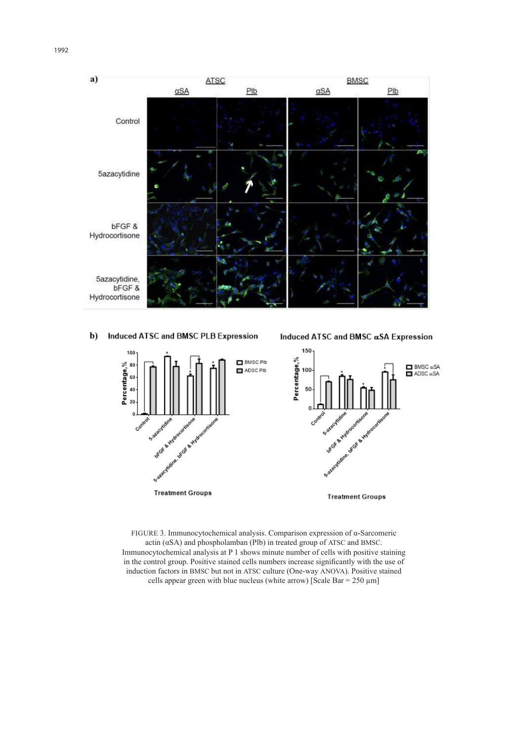FIGURE 3. Immunocytochemical analysis. Comparison expression of α-Sarcomeric actin (αSA) and phospholamban (Plb) in treated group of ATSC and BMSC. Immunocytochemical analysis at P 1 shows minute number of cells with positive staining in the control group. Positive stained cells numbers increase significantly with the use of induction factors in BMSC but not in ATSC culture (One-way ANOVA). Positive stained cells appear green with blue nucleus (white arrow) [Scale Bar = 250 μm]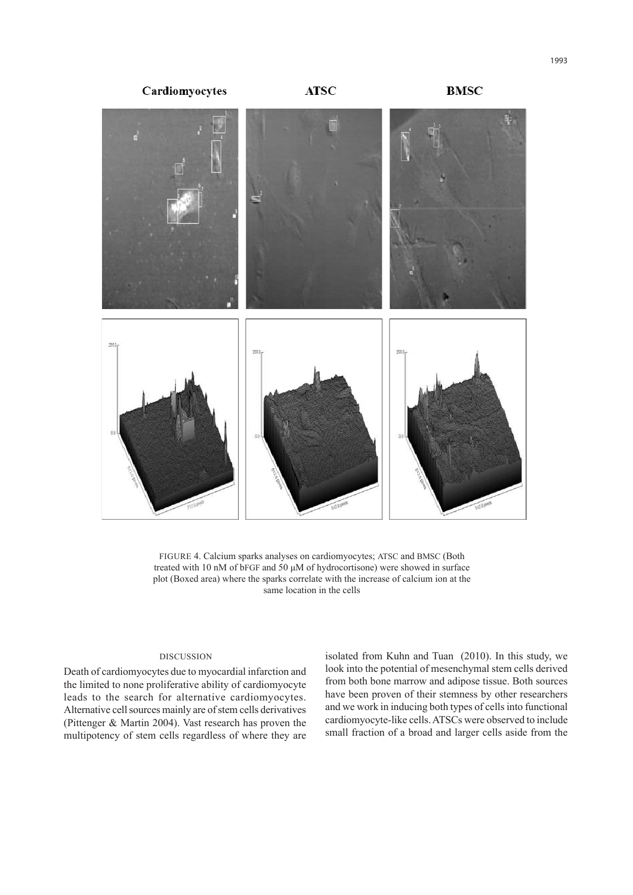FIGURE 4. Calcium sparks analyses on cardiomyocytes; ATSC and BMSC (Both treated with 10 nM of bFGF and 50 µM of hydrocortisone) were showed in surface plot (Boxed area) where the sparks correlate with the increase of calcium ion at the same location in the cells

## DISCUSSION

Death of cardiomyocytes due to myocardial infarction and the limited to none proliferative ability of cardiomyocyte leads to the search for alternative cardiomyocytes. Alternative cell sources mainly are of stem cells derivatives (Pittenger & Martin 2004). Vast research has proven the multipotency of stem cells regardless of where they are isolated from Kuhn and Tuan (2010). In this study, we look into the potential of mesenchymal stem cells derived from both bone marrow and adipose tissue. Both sources have been proven of their stemness by other researchers and we work in inducing both types of cells into functional cardiomyocyte-like cells. ATSCs were observed to include small fraction of a broad and larger cells aside from the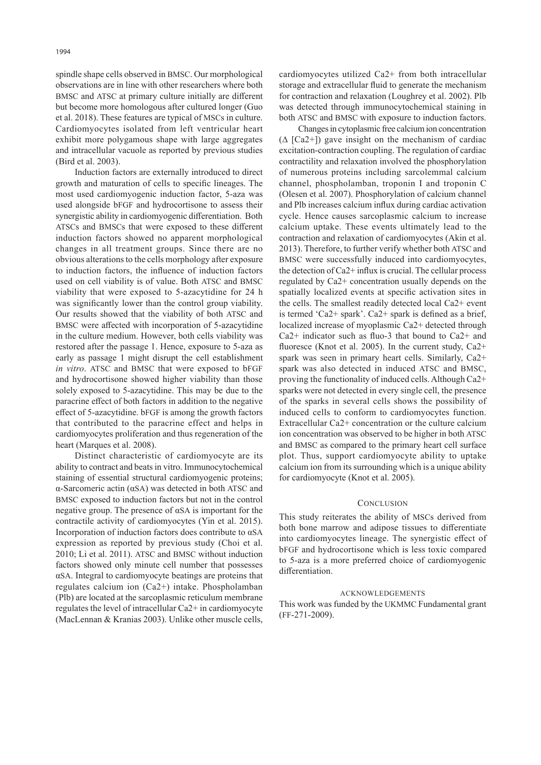spindle shape cells observed in BMSC. Our morphological observations are in line with other researchers where both BMSC and ATSC at primary culture initially are different but become more homologous after cultured longer (Guo et al. 2018). These features are typical of MSCs in culture. Cardiomyocytes isolated from left ventricular heart exhibit more polygamous shape with large aggregates and intracellular vacuole as reported by previous studies (Bird et al. 2003).

Induction factors are externally introduced to direct growth and maturation of cells to specific lineages. The most used cardiomyogenic induction factor, 5-aza was used alongside bFGF and hydrocortisone to assess their synergistic ability in cardiomyogenic differentiation. Both ATSCs and BMSCs that were exposed to these different induction factors showed no apparent morphological changes in all treatment groups. Since there are no obvious alterations to the cells morphology after exposure to induction factors, the influence of induction factors used on cell viability is of value. Both ATSC and BMSC viability that were exposed to 5-azacytidine for 24 h was significantly lower than the control group viability. Our results showed that the viability of both ATSC and BMSC were affected with incorporation of 5-azacytidine in the culture medium. However, both cells viability was restored after the passage 1. Hence, exposure to 5-aza as early as passage 1 might disrupt the cell establishment *in vitro*. ATSC and BMSC that were exposed to bFGF and hydrocortisone showed higher viability than those solely exposed to 5-azacytidine. This may be due to the paracrine effect of both factors in addition to the negative effect of 5-azacytidine. bFGF is among the growth factors that contributed to the paracrine effect and helps in cardiomyocytes proliferation and thus regeneration of the heart (Marques et al. 2008).

Distinct characteristic of cardiomyocyte are its ability to contract and beats in vitro. Immunocytochemical staining of essential structural cardiomyogenic proteins; α-Sarcomeric actin (αSA) was detected in both ATSC and BMSC exposed to induction factors but not in the control negative group. The presence of αSA is important for the contractile activity of cardiomyocytes (Yin et al. 2015). Incorporation of induction factors does contribute to αSA expression as reported by previous study (Choi et al. 2010; Li et al. 2011). ATSC and BMSC without induction factors showed only minute cell number that possesses αSA. Integral to cardiomyocyte beatings are proteins that regulates calcium ion ($Ca^{2+}$) intake. Phospholamban (Plb) are located at the sarcoplasmic reticulum membrane regulates the level of intracellular $Ca^{2+}$ in cardiomyocyte (MacLennan & Kranias 2003). Unlike other muscle cells, cardiomyocytes utilized $Ca^{2+}$ from both intracellular storage and extracellular fluid to generate the mechanism for contraction and relaxation (Loughrey et al. 2002). Plb was detected through immunocytochemical staining in both ATSC and BMSC with exposure to induction factors.

Changes in cytoplasmic free calcium ion concentration ($\Delta$ [$Ca^{2+}$]) gave insight on the mechanism of cardiac excitation-contraction coupling. The regulation of cardiac contractility and relaxation involved the phosphorylation of numerous proteins including sarcolemmal calcium channel, phospholamban, troponin I and troponin C (Olesen et al. 2007). Phosphorylation of calcium channel and Plb increases calcium influx during cardiac activation cycle. Hence causes sarcoplasmic calcium to increase calcium uptake. These events ultimately lead to the contraction and relaxation of cardiomyocytes (Akin et al. 2013). Therefore, to further verify whether both ATSC and BMSC were successfully induced into cardiomyocytes, the detection of $Ca^{2+}$ influx is crucial. The cellular process regulated by $Ca^{2+}$ concentration usually depends on the spatially localized events at specific activation sites in the cells. The smallest readily detected local $Ca^{2+}$ event is termed '$Ca^{2+}$ spark'. $Ca^{2+}$ spark is defined as a brief, localized increase of myoplasmic $Ca^{2+}$ detected through $Ca^{2+}$ indicator such as fluo-3 that bound to $Ca^{2+}$ and fluoresce (Knot et al. 2005). In the current study, $Ca^{2+}$ spark was seen in primary heart cells. Similarly, $Ca^{2+}$ spark was also detected in induced ATSC and BMSC, proving the functionality of induced cells. Although $Ca^{2+}$ sparks were not detected in every single cell, the presence of the sparks in several cells shows the possibility of induced cells to conform to cardiomyocytes function. Extracellular $Ca^{2+}$ concentration or the culture calcium ion concentration was observed to be higher in both ATSC and BMSC as compared to the primary heart cell surface plot. Thus, support cardiomyocyte ability to uptake calcium ion from its surrounding which is a unique ability for cardiomyocyte (Knot et al. 2005).

## CONCLUSION

This study reiterates the ability of MSCs derived from both bone marrow and adipose tissues to differentiate into cardiomyocytes lineage. The synergistic effect of bFGF and hydrocortisone which is less toxic compared to 5-aza is a more preferred choice of cardiomyogenic differentiation.

## ACKNOWLEDGEMENTS

This work was funded by the UKMMC Fundamental grant (FF-271-2009).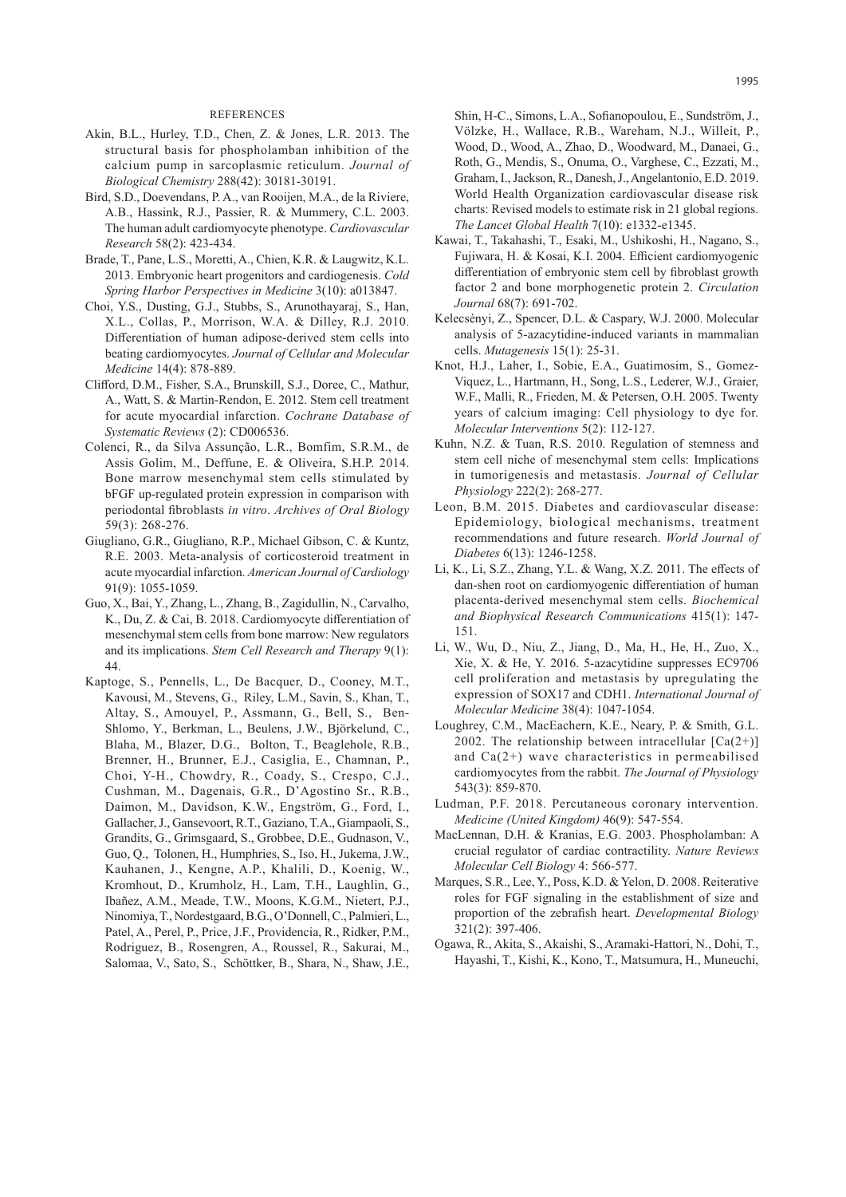## REFERENCES

Akin, B.L., Hurley, T.D., Chen, Z. & Jones, L.R. 2013. The structural basis for phospholamban inhibition of the calcium pump in sarcoplasmic reticulum. *Journal of Biological Chemistry* 288(42): 30181-30191.

Bird, S.D., Doevendans, P. A., van Rooijen, M.A., de la Riviere, A.B., Hassink, R.J., Passier, R. & Mummery, C.L. 2003. The human adult cardiomyocyte phenotype. *Cardiovascular Research* 58(2): 423-434.

Brade, T., Pane, L.S., Moretti, A., Chien, K.R. & Laugwitz, K.L. 2013. Embryonic heart progenitors and cardiogenesis. *Cold Spring Harbor Perspectives in Medicine* 3(10): a013847.

Choi, Y.S., Dusting, G.J., Stubbs, S., Arunothayaraj, S., Han, X.L., Collas, P., Morrison, W.A. & Dilley, R.J. 2010. Differentiation of human adipose-derived stem cells into beating cardiomyocytes. *Journal of Cellular and Molecular Medicine* 14(4): 878-889.

Clifford, D.M., Fisher, S.A., Brunskill, S.J., Doree, C., Mathur, A., Watt, S. & Martin-Rendon, E. 2012. Stem cell treatment for acute myocardial infarction. *Cochrane Database of Systematic Reviews* (2): CD006536.

Colenci, R., da Silva Assunção, L.R., Bomfim, S.R.M., de Assis Golim, M., Deffune, E. & Oliveira, S.H.P. 2014. Bone marrow mesenchymal stem cells stimulated by bFGF up-regulated protein expression in comparison with periodontal fibroblasts *in vitro*. *Archives of Oral Biology* 59(3): 268-276.

Giugliano, G.R., Giugliano, R.P., Michael Gibson, C. & Kuntz, R.E. 2003. Meta-analysis of corticosteroid treatment in acute myocardial infarction. *American Journal of Cardiology* 91(9): 1055-1059.

Guo, X., Bai, Y., Zhang, L., Zhang, B., Zagidullin, N., Carvalho, K., Du, Z. & Cai, B. 2018. Cardiomyocyte differentiation of mesenchymal stem cells from bone marrow: New regulators and its implications. *Stem Cell Research and Therapy* 9(1): 44.

Kaptoge, S., Pennells, L., De Bacquer, D., Cooney, M.T., Kavousi, M., Stevens, G., Riley, L.M., Savin, S., Khan, T., Altay, S., Amouyel, P., Assmann, G., Bell, S., Ben-Shlomo, Y., Berkman, L., Beulens, J.W., Björkelund, C., Blaha, M., Blazer, D.G., Bolton, T., Beaglehole, R.B., Brenner, H., Brunner, E.J., Casiglia, E., Chamnan, P., Choi, Y-H., Chowdry, R., Coady, S., Crespo, C.J., Cushman, M., Dagenais, G.R., D'Agostino Sr., R.B., Daimon, M., Davidson, K.W., Engström, G., Ford, I., Gallacher, J., Gansevoort, R.T., Gaziano, T.A., Giampaoli, S., Grandits, G., Grimsgaard, S., Grobbee, D.E., Gudnason, V., Guo, Q., Tolonen, H., Humphries, S., Iso, H., Jukema, J.W., Kauhanen, J., Kengne, A.P., Khalili, D., Koenig, W., Kromhout, D., Krumholz, H., Lam, T.H., Laughlin, G., Ibañez, A.M., Meade, T.W., Moons, K.G.M., Nietert, P.J., Ninomiya, T., Nordestgaard, B.G., O'Donnell, C., Palmieri, L., Patel, A., Perel, P., Price, J.F., Providencia, R., Ridker, P.M., Rodriguez, B., Rosengren, A., Roussel, R., Sakurai, M., Salomaa, V., Sato, S., Schöttker, B., Shara, N., Shaw, J.E., Shin, H-C., Simons, L.A., Sofianopoulou, E., Sundström, J., Völzke, H., Wallace, R.B., Wareham, N.J., Willeit, P., Wood, D., Wood, A., Zhao, D., Woodward, M., Danaei, G., Roth, G., Mendis, S., Onuma, O., Varghese, C., Ezzati, M., Graham, I., Jackson, R., Danesh, J., Angelantonio, E.D. 2019. World Health Organization cardiovascular disease risk charts: Revised models to estimate risk in 21 global regions. *The Lancet Global Health* 7(10): e1332-e1345.

Kawai, T., Takahashi, T., Esaki, M., Ushikoshi, H., Nagano, S., Fujiwara, H. & Kosai, K.I. 2004. Efficient cardiomyogenic differentiation of embryonic stem cell by fibroblast growth factor 2 and bone morphogenetic protein 2. *Circulation Journal* 68(7): 691-702.

Kelecsényi, Z., Spencer, D.L. & Caspary, W.J. 2000. Molecular analysis of 5-azacytidine-induced variants in mammalian cells. *Mutagenesis* 15(1): 25-31.

Knot, H.J., Laher, I., Sobie, E.A., Guatimosim, S., Gomez-Viquez, L., Hartmann, H., Song, L.S., Lederer, W.J., Graier, W.F., Malli, R., Frieden, M. & Petersen, O.H. 2005. Twenty years of calcium imaging: Cell physiology to dye for. *Molecular Interventions* 5(2): 112-127.

Kuhn, N.Z. & Tuan, R.S. 2010. Regulation of stemness and stem cell niche of mesenchymal stem cells: Implications in tumorigenesis and metastasis. *Journal of Cellular Physiology* 222(2): 268-277.

Leon, B.M. 2015. Diabetes and cardiovascular disease: Epidemiology, biological mechanisms, treatment recommendations and future research. *World Journal of Diabetes* 6(13): 1246-1258.

Li, K., Li, S.Z., Zhang, Y.L. & Wang, X.Z. 2011. The effects of dan-shen root on cardiomyogenic differentiation of human placenta-derived mesenchymal stem cells. *Biochemical and Biophysical Research Communications* 415(1): 147-151.

Li, W., Wu, D., Niu, Z., Jiang, D., Ma, H., He, H., Zuo, X., Xie, X. & He, Y. 2016. 5-azacytidine suppresses EC9706 cell proliferation and metastasis by upregulating the expression of SOX17 and CDH1. *International Journal of Molecular Medicine* 38(4): 1047-1054.

Loughrey, C.M., MacEachern, K.E., Neary, P. & Smith, G.L. 2002. The relationship between intracellular $[Ca(2+)]$ and $Ca(2+)$ wave characteristics in permeabilised cardiomyocytes from the rabbit. *The Journal of Physiology* 543(3): 859-870.

Ludman, P.F. 2018. Percutaneous coronary intervention. *Medicine (United Kingdom)* 46(9): 547-554.

MacLennan, D.H. & Kranias, E.G. 2003. Phospholamban: A crucial regulator of cardiac contractility. *Nature Reviews Molecular Cell Biology* 4: 566-577.

Marques, S.R., Lee, Y., Poss, K.D. & Yelon, D. 2008. Reiterative roles for FGF signaling in the establishment of size and proportion of the zebrafish heart. *Developmental Biology* 321(2): 397-406.

Ogawa, R., Akita, S., Akaishi, S., Aramaki-Hattori, N., Dohi, T., Hayashi, T., Kishi, K., Kono, T., Matsumura, H., Muneuchi,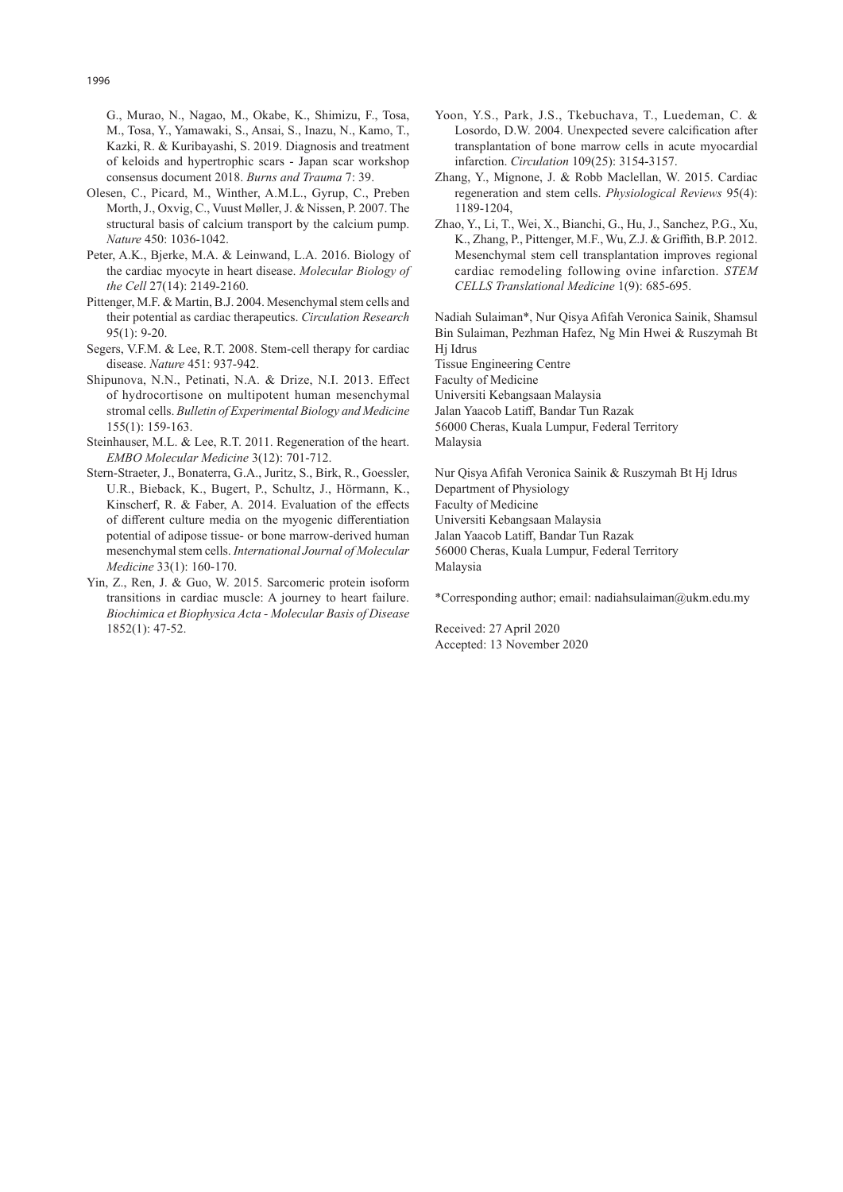G., Murao, N., Nagao, M., Okabe, K., Shimizu, F., Tosa, M., Tosa, Y., Yamawaki, S., Ansai, S., Inazu, N., Kamo, T., Kazki, R. & Kuribayashi, S. 2019. Diagnosis and treatment of keloids and hypertrophic scars - Japan scar workshop consensus document 2018. *Burns and Trauma* 7: 39.

Olesen, C., Picard, M., Winther, A.M.L., Gyrup, C., Preben Morth, J., Oxvig, C., Vuust Møller, J. & Nissen, P. 2007. The structural basis of calcium transport by the calcium pump. *Nature* 450: 1036-1042.

Peter, A.K., Bjerke, M.A. & Leinwand, L.A. 2016. Biology of the cardiac myocyte in heart disease. *Molecular Biology of the Cell* 27(14): 2149-2160.

Pittenger, M.F. & Martin, B.J. 2004. Mesenchymal stem cells and their potential as cardiac therapeutics. *Circulation Research* 95(1): 9-20.

Segers, V.F.M. & Lee, R.T. 2008. Stem-cell therapy for cardiac disease. *Nature* 451: 937-942.

Shipunova, N.N., Petinati, N.A. & Drize, N.I. 2013. Effect of hydrocortisone on multipotent human mesenchymal stromal cells. *Bulletin of Experimental Biology and Medicine* 155(1): 159-163.

Steinhauser, M.L. & Lee, R.T. 2011. Regeneration of the heart. *EMBO Molecular Medicine* 3(12): 701-712.

Stern-Straeter, J., Bonaterra, G.A., Juritz, S., Birk, R., Goessler, U.R., Bieback, K., Bugert, P., Schultz, J., Hörmann, K., Kinscherf, R. & Faber, A. 2014. Evaluation of the effects of different culture media on the myogenic differentiation potential of adipose tissue- or bone marrow-derived human mesenchymal stem cells. *International Journal of Molecular Medicine* 33(1): 160-170.

Yin, Z., Ren, J. & Guo, W. 2015. Sarcomeric protein isoform transitions in cardiac muscle: A journey to heart failure. *Biochimica et Biophysica Acta - Molecular Basis of Disease* 1852(1): 47-52.

Yoon, Y.S., Park, J.S., Tkebuchava, T., Luedeman, C. & Losordo, D.W. 2004. Unexpected severe calcification after transplantation of bone marrow cells in acute myocardial infarction. *Circulation* 109(25): 3154-3157.

Zhang, Y., Mignone, J. & Robb Maclellan, W. 2015. Cardiac regeneration and stem cells. *Physiological Reviews* 95(4): 1189-1204,

Zhao, Y., Li, T., Wei, X., Bianchi, G., Hu, J., Sanchez, P.G., Xu, K., Zhang, P., Pittenger, M.F., Wu, Z.J. & Griffith, B.P. 2012. Mesenchymal stem cell transplantation improves regional cardiac remodeling following ovine infarction. *STEM CELLS Translational Medicine* 1(9): 685-695.

Nadiah Sulaiman*, Nur Qisya Afifah Veronica Sainik, Shamsul Bin Sulaiman, Pezhman Hafez, Ng Min Hwei & Ruszymah Bt Hj Idrus
Tissue Engineering Centre
Faculty of Medicine
Universiti Kebangsaan Malaysia
Jalan Yaacob Latiff, Bandar Tun Razak
56000 Cheras, Kuala Lumpur, Federal Territory
Malaysia

Nur Qisya Afifah Veronica Sainik & Ruszymah Bt Hj Idrus
Department of Physiology
Faculty of Medicine
Universiti Kebangsaan Malaysia
Jalan Yaacob Latiff, Bandar Tun Razak
56000 Cheras, Kuala Lumpur, Federal Territory
Malaysia

*Corresponding author; email: nadiahsulaiman@ukm.edu.my

Received: 27 April 2020
Accepted: 13 November 2020